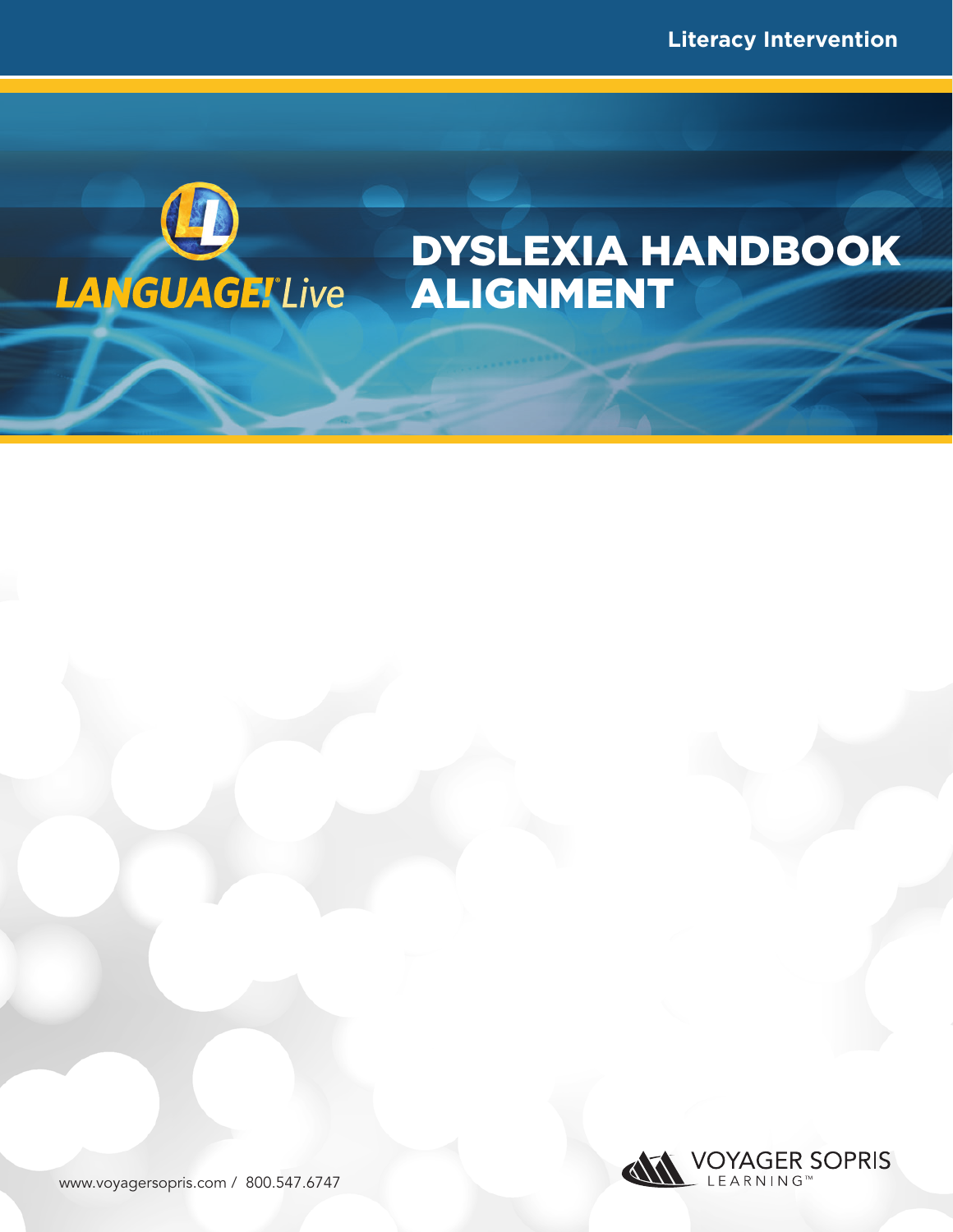Literacy Intervention

LANGUAGE! Live

# DYSLEXIA HANDBOOK ALIGNMENT

VOYAGER SOPRIS LEARNING™

www.voyagersopris.com / 800.547.6747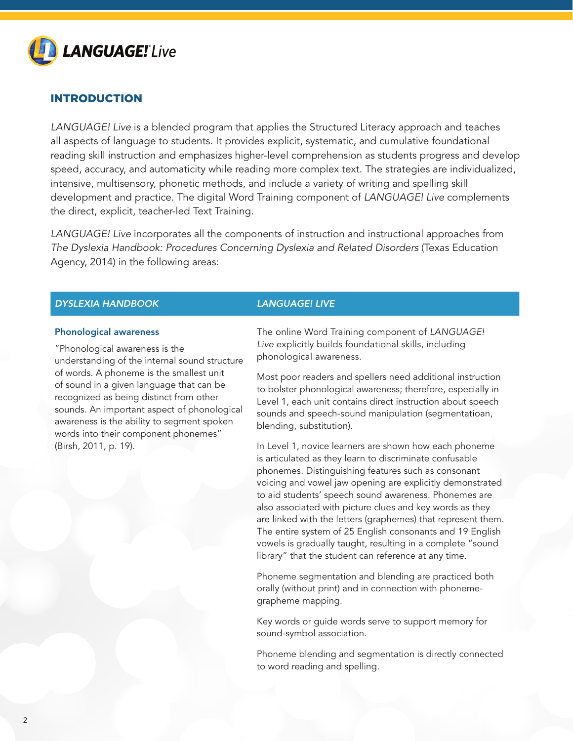## INTRODUCTION

*LANGUAGE! Live* is a blended program that applies the Structured Literacy approach and teaches all aspects of language to students. It provides explicit, systematic, and cumulative foundational reading skill instruction and emphasizes higher-level comprehension as students progress and develop speed, accuracy, and automaticity while reading more complex text. The strategies are individualized, intensive, multisensory, phonetic methods, and include a variety of writing and spelling skill development and practice. The digital Word Training component of *LANGUAGE! Live* complements the direct, explicit, teacher-led Text Training.

*LANGUAGE! Live* incorporates all the components of instruction and instructional approaches from *The Dyslexia Handbook: Procedures Concerning Dyslexia and Related Disorders* (Texas Education Agency, 2014) in the following areas:

| *DYSLEXIA HANDBOOK* | *LANGUAGE! LIVE* |
|---|---|
| **Phonological awareness**<br><br>"Phonological awareness is the understanding of the internal sound structure of words. A phoneme is the smallest unit of sound in a given language that can be recognized as being distinct from other sounds. An important aspect of phonological awareness is the ability to segment spoken words into their component phonemes" (Birsh, 2011, p. 19). | The online Word Training component of *LANGUAGE! Live* explicitly builds foundational skills, including phonological awareness.<br><br>Most poor readers and spellers need additional instruction to bolster phonological awareness; therefore, especially in Level 1, each unit contains direct instruction about speech sounds and speech-sound manipulation (segmentatioan, blending, substitution).<br><br>In Level 1, novice learners are shown how each phoneme is articulated as they learn to discriminate confusable phonemes. Distinguishing features such as consonant voicing and vowel jaw opening are explicitly demonstrated to aid students' speech sound awareness. Phonemes are also associated with picture clues and key words as they are linked with the letters (graphemes) that represent them. The entire system of 25 English consonants and 19 English vowels is gradually taught, resulting in a complete "sound library" that the student can reference at any time.<br><br>Phoneme segmentation and blending are practiced both orally (without print) and in connection with phoneme-grapheme mapping.<br><br>Key words or guide words serve to support memory for sound-symbol association.<br><br>Phoneme blending and segmentation is directly connected to word reading and spelling. |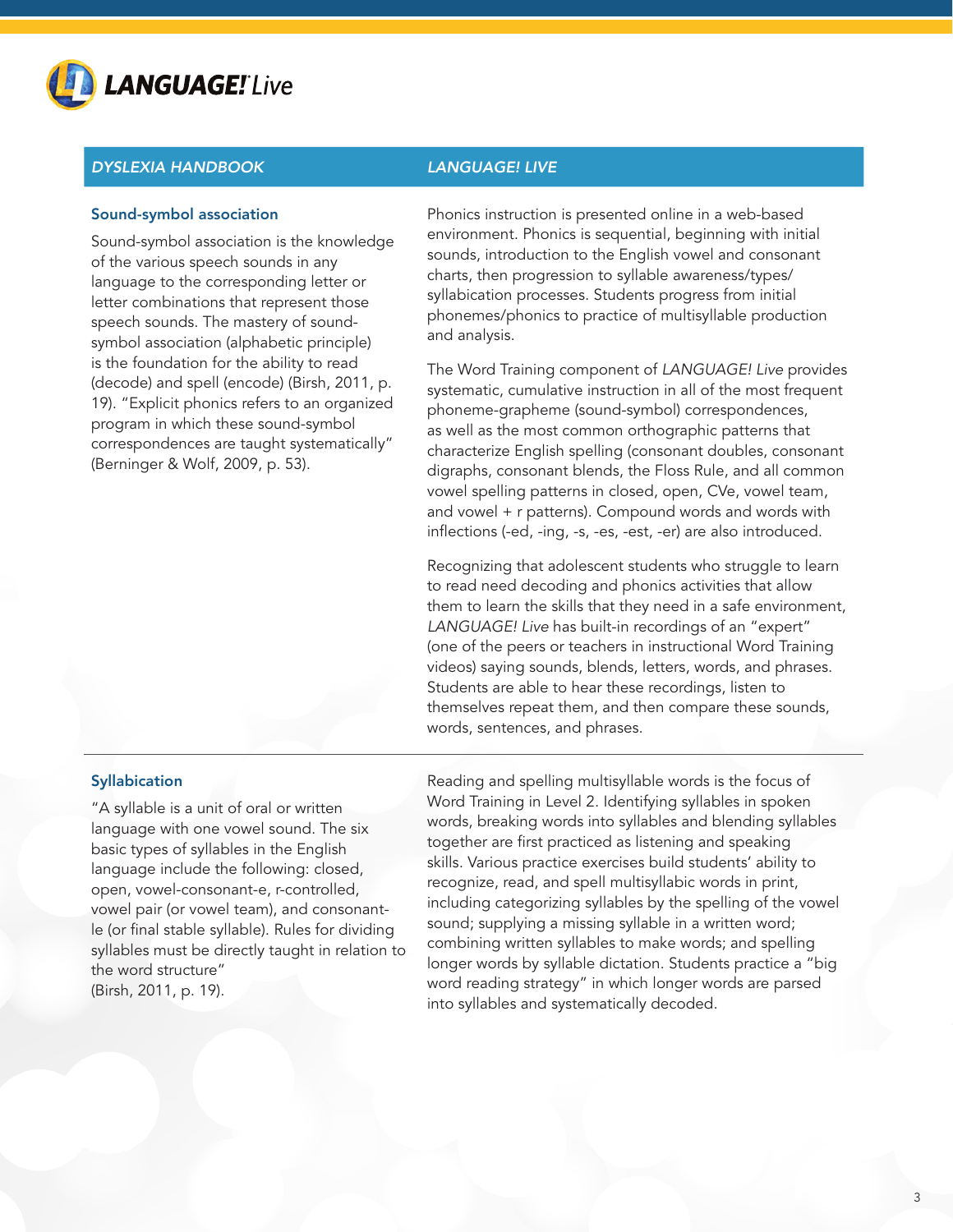| DYSLEXIA HANDBOOK | LANGUAGE! LIVE |
|---|---|
| **Sound-symbol association**<br><br>Sound-symbol association is the knowledge of the various speech sounds in any language to the corresponding letter or letter combinations that represent those speech sounds. The mastery of sound-symbol association (alphabetic principle) is the foundation for the ability to read (decode) and spell (encode) (Birsh, 2011, p. 19). "Explicit phonics refers to an organized program in which these sound-symbol correspondences are taught systematically" (Berninger & Wolf, 2009, p. 53). | Phonics instruction is presented online in a web-based environment. Phonics is sequential, beginning with initial sounds, introduction to the English vowel and consonant charts, then progression to syllable awareness/types/syllabication processes. Students progress from initial phonemes/phonics to practice of multisyllable production and analysis.<br><br>The Word Training component of *LANGUAGE! Live* provides systematic, cumulative instruction in all of the most frequent phoneme-grapheme (sound-symbol) correspondences, as well as the most common orthographic patterns that characterize English spelling (consonant doubles, consonant digraphs, consonant blends, the Floss Rule, and all common vowel spelling patterns in closed, open, CVe, vowel team, and vowel + r patterns). Compound words and words with inflections (-ed, -ing, -s, -es, -est, -er) are also introduced.<br><br>Recognizing that adolescent students who struggle to learn to read need decoding and phonics activities that allow them to learn the skills that they need in a safe environment, *LANGUAGE! Live* has built-in recordings of an "expert" (one of the peers or teachers in instructional Word Training videos) saying sounds, blends, letters, words, and phrases. Students are able to hear these recordings, listen to themselves repeat them, and then compare these sounds, words, sentences, and phrases. |
| **Syllabication**<br><br>"A syllable is a unit of oral or written language with one vowel sound. The six basic types of syllables in the English language include the following: closed, open, vowel-consonant-e, r-controlled, vowel pair (or vowel team), and consonant-le (or final stable syllable). Rules for dividing syllables must be directly taught in relation to the word structure" (Birsh, 2011, p. 19). | Reading and spelling multisyllable words is the focus of Word Training in Level 2. Identifying syllables in spoken words, breaking words into syllables and blending syllables together are first practiced as listening and speaking skills. Various practice exercises build students' ability to recognize, read, and spell multisyllabic words in print, including categorizing syllables by the spelling of the vowel sound; supplying a missing syllable in a written word; combining written syllables to make words; and spelling longer words by syllable dictation. Students practice a "big word reading strategy" in which longer words are parsed into syllables and systematically decoded. |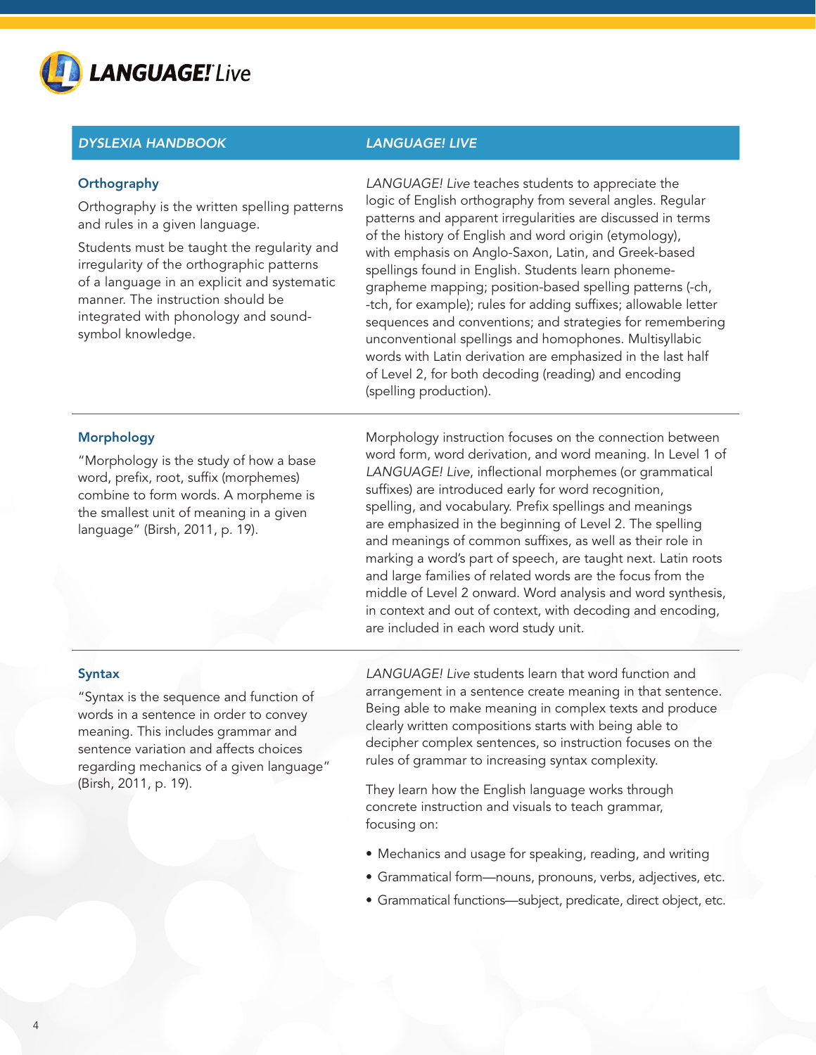| *DYSLEXIA HANDBOOK* | *LANGUAGE! LIVE* |
| --- | --- |
| **Orthography**<br><br>Orthography is the written spelling patterns and rules in a given language.<br><br>Students must be taught the regularity and irregularity of the orthographic patterns of a language in an explicit and systematic manner. The instruction should be integrated with phonology and sound-symbol knowledge. | *LANGUAGE! Live* teaches students to appreciate the logic of English orthography from several angles. Regular patterns and apparent irregularities are discussed in terms of the history of English and word origin (etymology), with emphasis on Anglo-Saxon, Latin, and Greek-based spellings found in English. Students learn phoneme-grapheme mapping; position-based spelling patterns (-ch, -tch, for example); rules for adding suffixes; allowable letter sequences and conventions; and strategies for remembering unconventional spellings and homophones. Multisyllabic words with Latin derivation are emphasized in the last half of Level 2, for both decoding (reading) and encoding (spelling production). |
| **Morphology**<br><br>"Morphology is the study of how a base word, prefix, root, suffix (morphemes) combine to form words. A morpheme is the smallest unit of meaning in a given language" (Birsh, 2011, p. 19). | Morphology instruction focuses on the connection between word form, word derivation, and word meaning. In Level 1 of *LANGUAGE! Live*, inflectional morphemes (or grammatical suffixes) are introduced early for word recognition, spelling, and vocabulary. Prefix spellings and meanings are emphasized in the beginning of Level 2. The spelling and meanings of common suffixes, as well as their role in marking a word's part of speech, are taught next. Latin roots and large families of related words are the focus from the middle of Level 2 onward. Word analysis and word synthesis, in context and out of context, with decoding and encoding, are included in each word study unit. |
| **Syntax**<br><br>"Syntax is the sequence and function of words in a sentence in order to convey meaning. This includes grammar and sentence variation and affects choices regarding mechanics of a given language" (Birsh, 2011, p. 19). | *LANGUAGE! Live* students learn that word function and arrangement in a sentence create meaning in that sentence. Being able to make meaning in complex texts and produce clearly written compositions starts with being able to decipher complex sentences, so instruction focuses on the rules of grammar to increasing syntax complexity.<br><br>They learn how the English language works through concrete instruction and visuals to teach grammar, focusing on:<br><br>• Mechanics and usage for speaking, reading, and writing<br>• Grammatical form—nouns, pronouns, verbs, adjectives, etc.<br>• Grammatical functions—subject, predicate, direct object, etc. |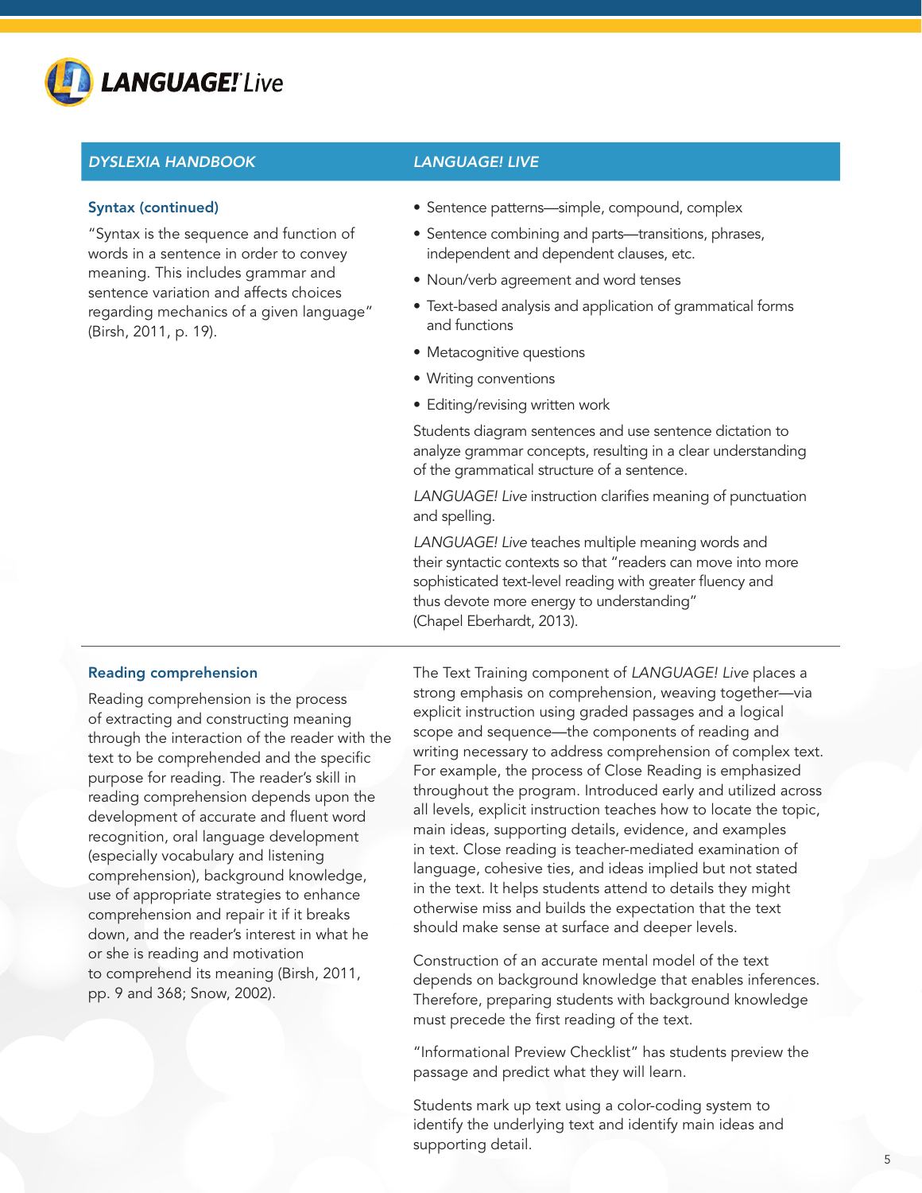| *DYSLEXIA HANDBOOK* | *LANGUAGE! LIVE* |
| --- | --- |
| **Syntax (continued)**<br><br>"Syntax is the sequence and function of words in a sentence in order to convey meaning. This includes grammar and sentence variation and affects choices regarding mechanics of a given language" (Birsh, 2011, p. 19). | • Sentence patterns—simple, compound, complex<br>• Sentence combining and parts—transitions, phrases, independent and dependent clauses, etc.<br>• Noun/verb agreement and word tenses<br>• Text-based analysis and application of grammatical forms and functions<br>• Metacognitive questions<br>• Writing conventions<br>• Editing/revising written work<br><br>Students diagram sentences and use sentence dictation to analyze grammar concepts, resulting in a clear understanding of the grammatical structure of a sentence.<br><br>*LANGUAGE! Live* instruction clarifies meaning of punctuation and spelling.<br><br>*LANGUAGE! Live* teaches multiple meaning words and their syntactic contexts so that "readers can move into more sophisticated text-level reading with greater fluency and thus devote more energy to understanding" (Chapel Eberhardt, 2013). |
| **Reading comprehension**<br><br>Reading comprehension is the process of extracting and constructing meaning through the interaction of the reader with the text to be comprehended and the specific purpose for reading. The reader's skill in reading comprehension depends upon the development of accurate and fluent word recognition, oral language development (especially vocabulary and listening comprehension), background knowledge, use of appropriate strategies to enhance comprehension and repair it if it breaks down, and the reader's interest in what he or she is reading and motivation to comprehend its meaning (Birsh, 2011, pp. 9 and 368; Snow, 2002). | The Text Training component of *LANGUAGE! Live* places a strong emphasis on comprehension, weaving together—via explicit instruction using graded passages and a logical scope and sequence—the components of reading and writing necessary to address comprehension of complex text. For example, the process of Close Reading is emphasized throughout the program. Introduced early and utilized across all levels, explicit instruction teaches how to locate the topic, main ideas, supporting details, evidence, and examples in text. Close reading is teacher-mediated examination of language, cohesive ties, and ideas implied but not stated in the text. It helps students attend to details they might otherwise miss and builds the expectation that the text should make sense at surface and deeper levels.<br><br>Construction of an accurate mental model of the text depends on background knowledge that enables inferences. Therefore, preparing students with background knowledge must precede the first reading of the text.<br><br>"Informational Preview Checklist" has students preview the passage and predict what they will learn.<br><br>Students mark up text using a color-coding system to identify the underlying text and identify main ideas and supporting detail. |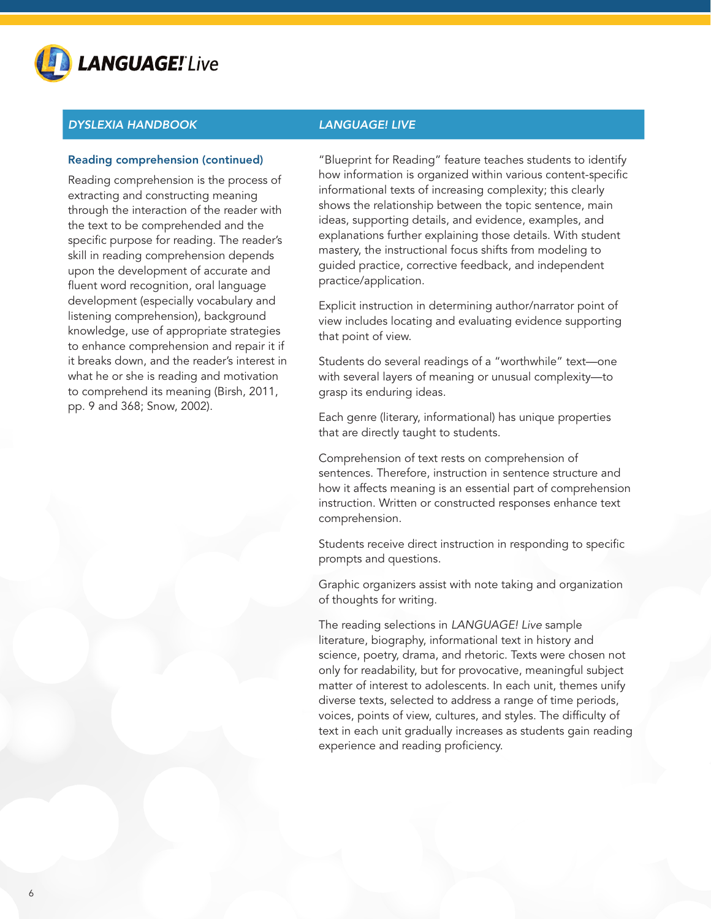| *DYSLEXIA HANDBOOK* | *LANGUAGE! LIVE* |
| --- | --- |
| **Reading comprehension (continued)**<br><br>Reading comprehension is the process of extracting and constructing meaning through the interaction of the reader with the text to be comprehended and the specific purpose for reading. The reader's skill in reading comprehension depends upon the development of accurate and fluent word recognition, oral language development (especially vocabulary and listening comprehension), background knowledge, use of appropriate strategies to enhance comprehension and repair it if it breaks down, and the reader's interest in what he or she is reading and motivation to comprehend its meaning (Birsh, 2011, pp. 9 and 368; Snow, 2002). | "Blueprint for Reading" feature teaches students to identify how information is organized within various content-specific informational texts of increasing complexity; this clearly shows the relationship between the topic sentence, main ideas, supporting details, and evidence, examples, and explanations further explaining those details. With student mastery, the instructional focus shifts from modeling to guided practice, corrective feedback, and independent practice/application.<br><br>Explicit instruction in determining author/narrator point of view includes locating and evaluating evidence supporting that point of view.<br><br>Students do several readings of a "worthwhile" text—one with several layers of meaning or unusual complexity—to grasp its enduring ideas.<br><br>Each genre (literary, informational) has unique properties that are directly taught to students.<br><br>Comprehension of text rests on comprehension of sentences. Therefore, instruction in sentence structure and how it affects meaning is an essential part of comprehension instruction. Written or constructed responses enhance text comprehension.<br><br>Students receive direct instruction in responding to specific prompts and questions.<br><br>Graphic organizers assist with note taking and organization of thoughts for writing.<br><br>The reading selections in *LANGUAGE! Live* sample literature, biography, informational text in history and science, poetry, drama, and rhetoric. Texts were chosen not only for readability, but for provocative, meaningful subject matter of interest to adolescents. In each unit, themes unify diverse texts, selected to address a range of time periods, voices, points of view, cultures, and styles. The difficulty of text in each unit gradually increases as students gain reading experience and reading proficiency. |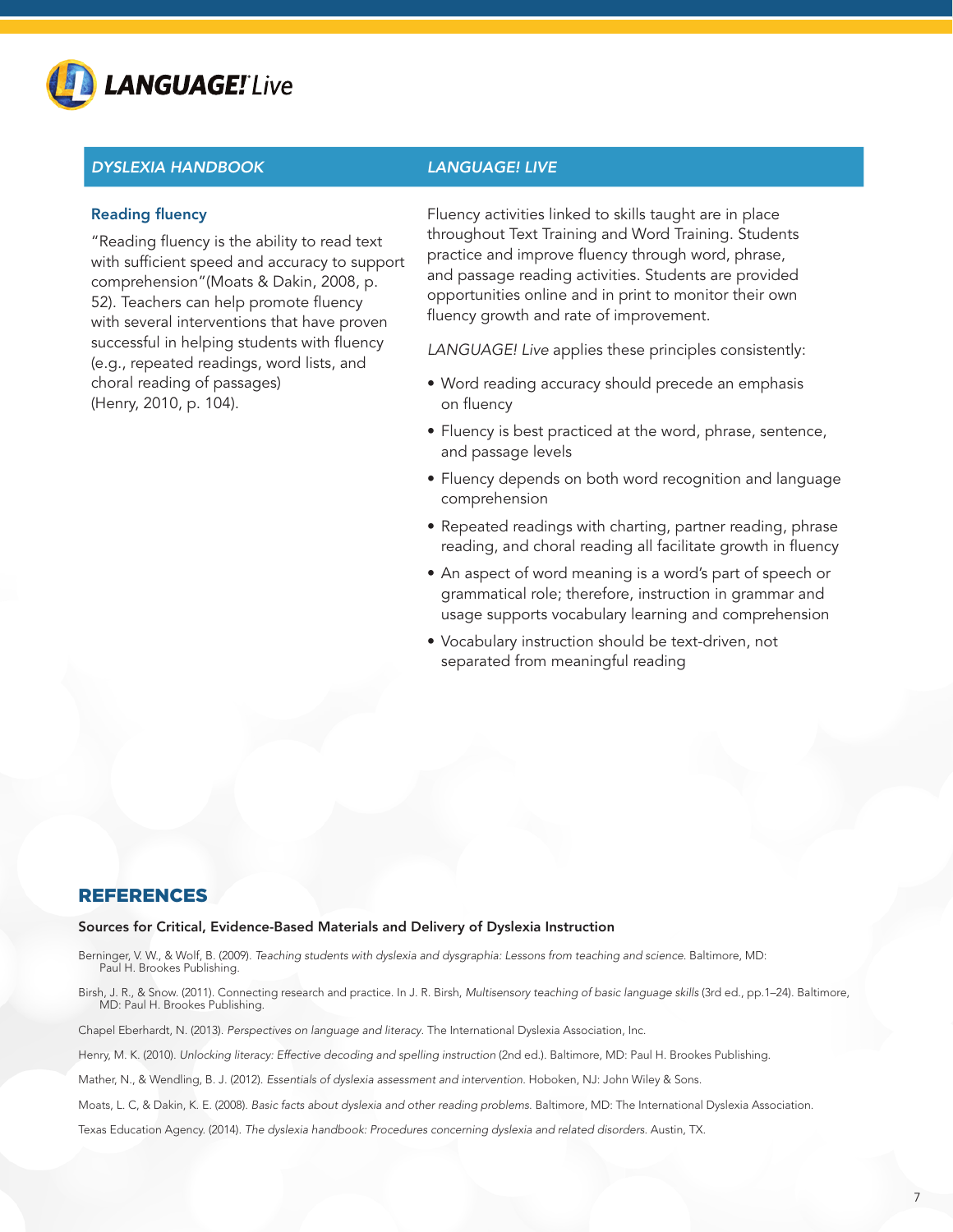| *DYSLEXIA HANDBOOK* | *LANGUAGE! LIVE* |
|---|---|
| **Reading fluency**<br><br>"Reading fluency is the ability to read text with sufficient speed and accuracy to support comprehension"(Moats & Dakin, 2008, p. 52). Teachers can help promote fluency with several interventions that have proven successful in helping students with fluency (e.g., repeated readings, word lists, and choral reading of passages) (Henry, 2010, p. 104). | Fluency activities linked to skills taught are in place throughout Text Training and Word Training. Students practice and improve fluency through word, phrase, and passage reading activities. Students are provided opportunities online and in print to monitor their own fluency growth and rate of improvement.<br><br>*LANGUAGE! Live* applies these principles consistently:<br><br>• Word reading accuracy should precede an emphasis on fluency<br>• Fluency is best practiced at the word, phrase, sentence, and passage levels<br>• Fluency depends on both word recognition and language comprehension<br>• Repeated readings with charting, partner reading, phrase reading, and choral reading all facilitate growth in fluency<br>• An aspect of word meaning is a word's part of speech or grammatical role; therefore, instruction in grammar and usage supports vocabulary learning and comprehension<br>• Vocabulary instruction should be text-driven, not separated from meaningful reading |

## REFERENCES

**Sources for Critical, Evidence-Based Materials and Delivery of Dyslexia Instruction**

Berninger, V. W., & Wolf, B. (2009). *Teaching students with dyslexia and dysgraphia: Lessons from teaching and science.* Baltimore, MD: Paul H. Brookes Publishing.

Birsh, J. R., & Snow. (2011). Connecting research and practice. In J. R. Birsh, *Multisensory teaching of basic language skills* (3rd ed., pp.1–24). Baltimore, MD: Paul H. Brookes Publishing.

Chapel Eberhardt, N. (2013). *Perspectives on language and literacy.* The International Dyslexia Association, Inc.

Henry, M. K. (2010). *Unlocking literacy: Effective decoding and spelling instruction* (2nd ed.). Baltimore, MD: Paul H. Brookes Publishing.

Mather, N., & Wendling, B. J. (2012). *Essentials of dyslexia assessment and intervention.* Hoboken, NJ: John Wiley & Sons.

Moats, L. C, & Dakin, K. E. (2008). *Basic facts about dyslexia and other reading problems.* Baltimore, MD: The International Dyslexia Association.

Texas Education Agency. (2014). *The dyslexia handbook: Procedures concerning dyslexia and related disorders.* Austin, TX.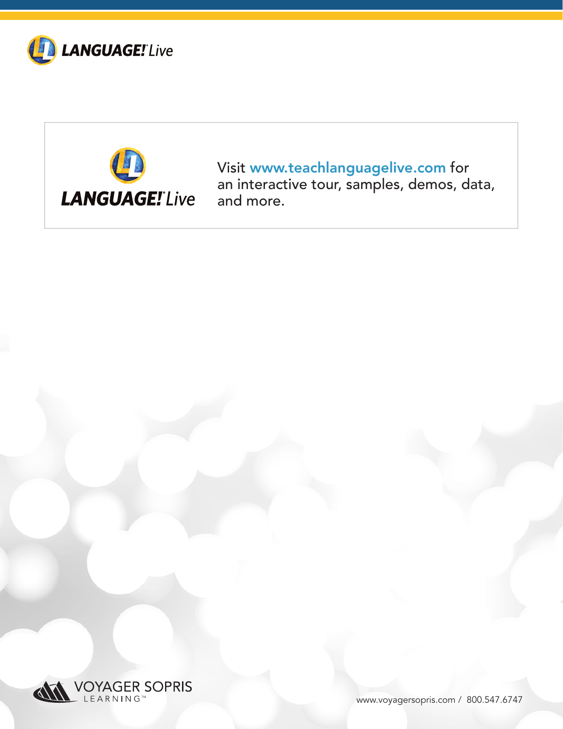LANGUAGE! Live

LANGUAGE! Live

Visit www.teachlanguagelive.com for an interactive tour, samples, demos, data, and more.

VOYAGER SOPRIS LEARNING™

www.voyagersopris.com / 800.547.6747